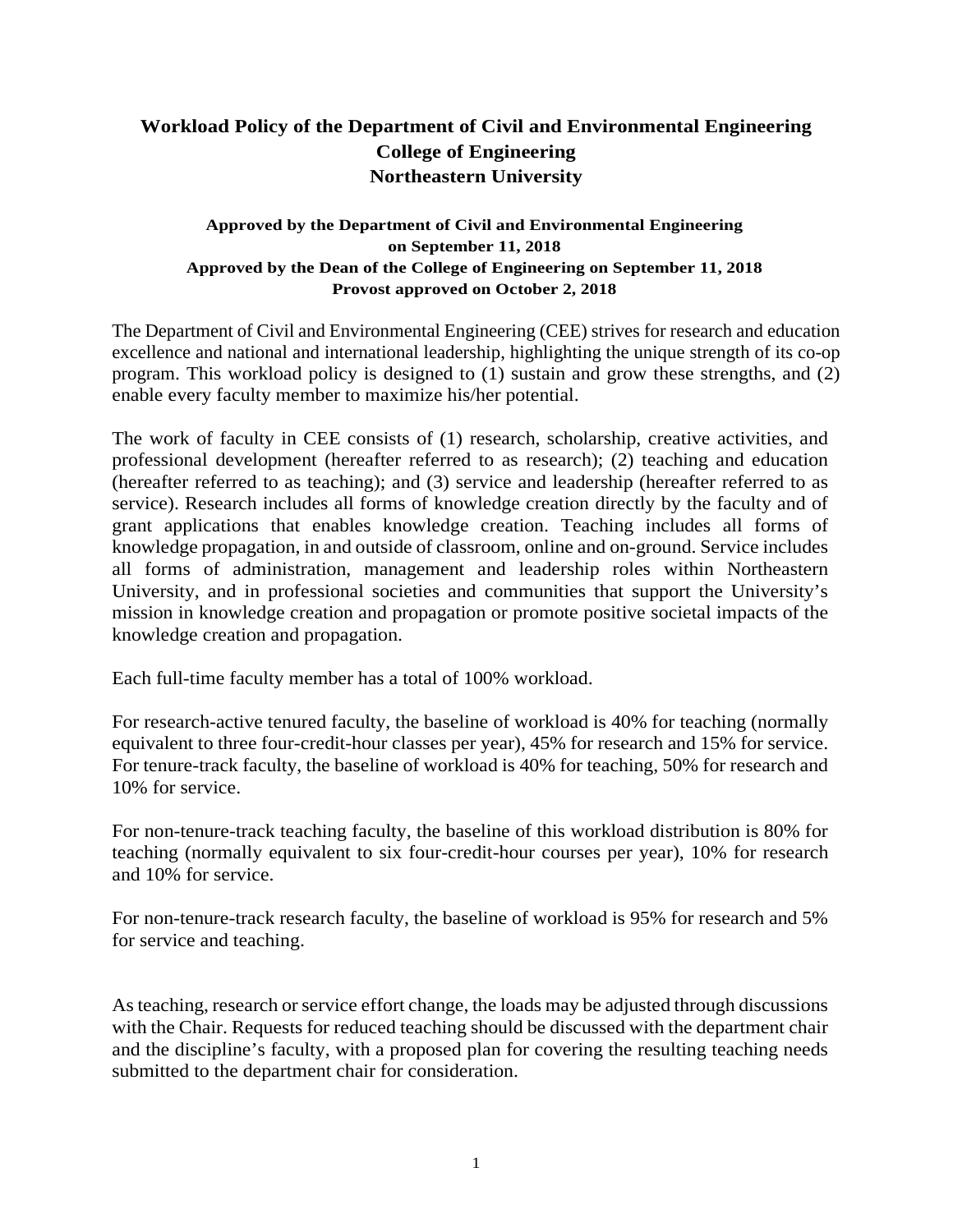# Workload Policy of the Department of Civil and Environmental Engineering
# College of Engineering
# Northeastern University

**Approved by the Department of Civil and Environmental Engineering on September 11, 2018**
**Approved by the Dean of the College of Engineering on September 11, 2018**
**Provost approved on October 2, 2018**

The Department of Civil and Environmental Engineering (CEE) strives for research and education excellence and national and international leadership, highlighting the unique strength of its co-op program. This workload policy is designed to (1) sustain and grow these strengths, and (2) enable every faculty member to maximize his/her potential.

The work of faculty in CEE consists of (1) research, scholarship, creative activities, and professional development (hereafter referred to as research); (2) teaching and education (hereafter referred to as teaching); and (3) service and leadership (hereafter referred to as service). Research includes all forms of knowledge creation directly by the faculty and of grant applications that enables knowledge creation. Teaching includes all forms of knowledge propagation, in and outside of classroom, online and on-ground. Service includes all forms of administration, management and leadership roles within Northeastern University, and in professional societies and communities that support the University's mission in knowledge creation and propagation or promote positive societal impacts of the knowledge creation and propagation.

Each full-time faculty member has a total of 100% workload.

For research-active tenured faculty, the baseline of workload is 40% for teaching (normally equivalent to three four-credit-hour classes per year), 45% for research and 15% for service. For tenure-track faculty, the baseline of workload is 40% for teaching, 50% for research and 10% for service.

For non-tenure-track teaching faculty, the baseline of this workload distribution is 80% for teaching (normally equivalent to six four-credit-hour courses per year), 10% for research and 10% for service.

For non-tenure-track research faculty, the baseline of workload is 95% for research and 5% for service and teaching.

As teaching, research or service effort change, the loads may be adjusted through discussions with the Chair. Requests for reduced teaching should be discussed with the department chair and the discipline's faculty, with a proposed plan for covering the resulting teaching needs submitted to the department chair for consideration.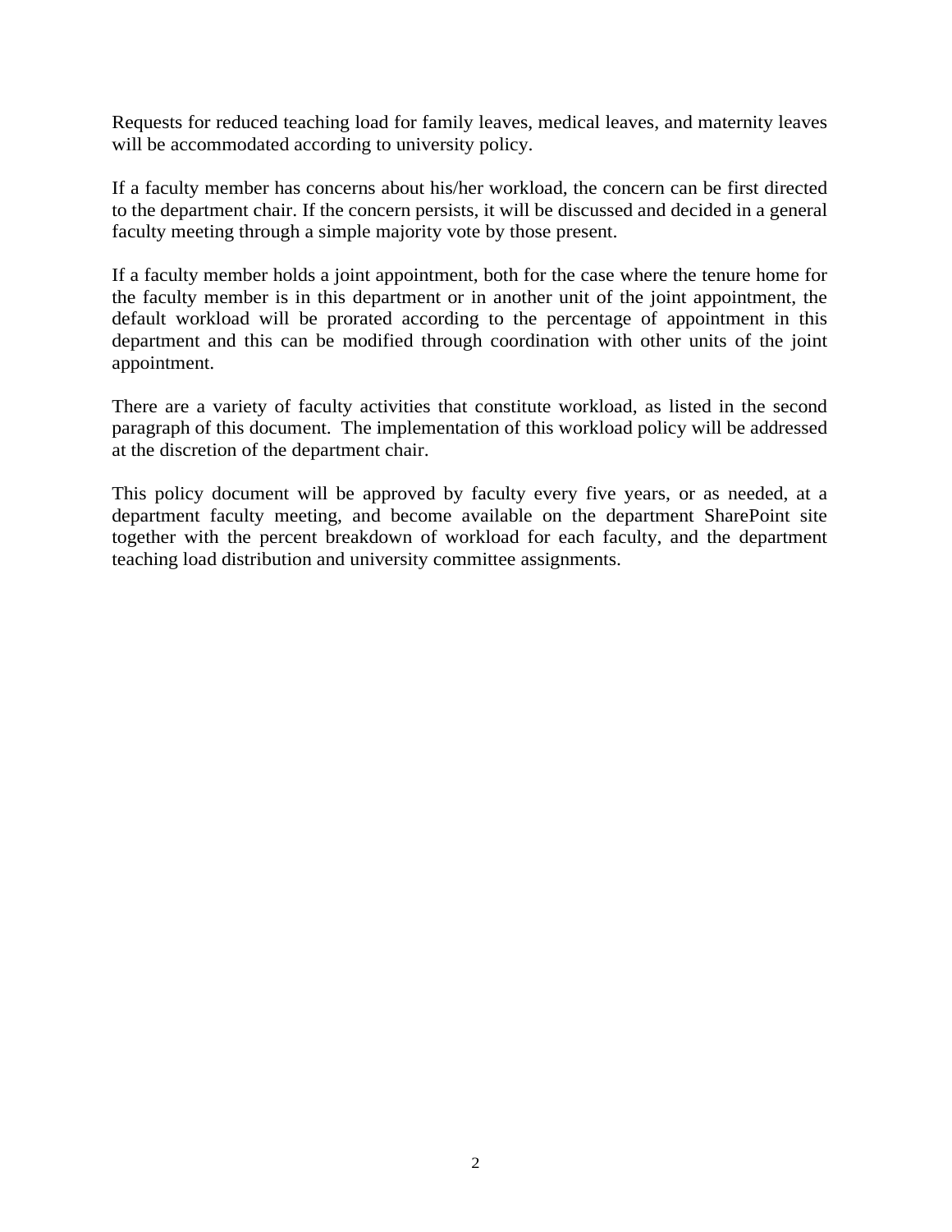Requests for reduced teaching load for family leaves, medical leaves, and maternity leaves will be accommodated according to university policy.

If a faculty member has concerns about his/her workload, the concern can be first directed to the department chair. If the concern persists, it will be discussed and decided in a general faculty meeting through a simple majority vote by those present.

If a faculty member holds a joint appointment, both for the case where the tenure home for the faculty member is in this department or in another unit of the joint appointment, the default workload will be prorated according to the percentage of appointment in this department and this can be modified through coordination with other units of the joint appointment.

There are a variety of faculty activities that constitute workload, as listed in the second paragraph of this document. The implementation of this workload policy will be addressed at the discretion of the department chair.

This policy document will be approved by faculty every five years, or as needed, at a department faculty meeting, and become available on the department SharePoint site together with the percent breakdown of workload for each faculty, and the department teaching load distribution and university committee assignments.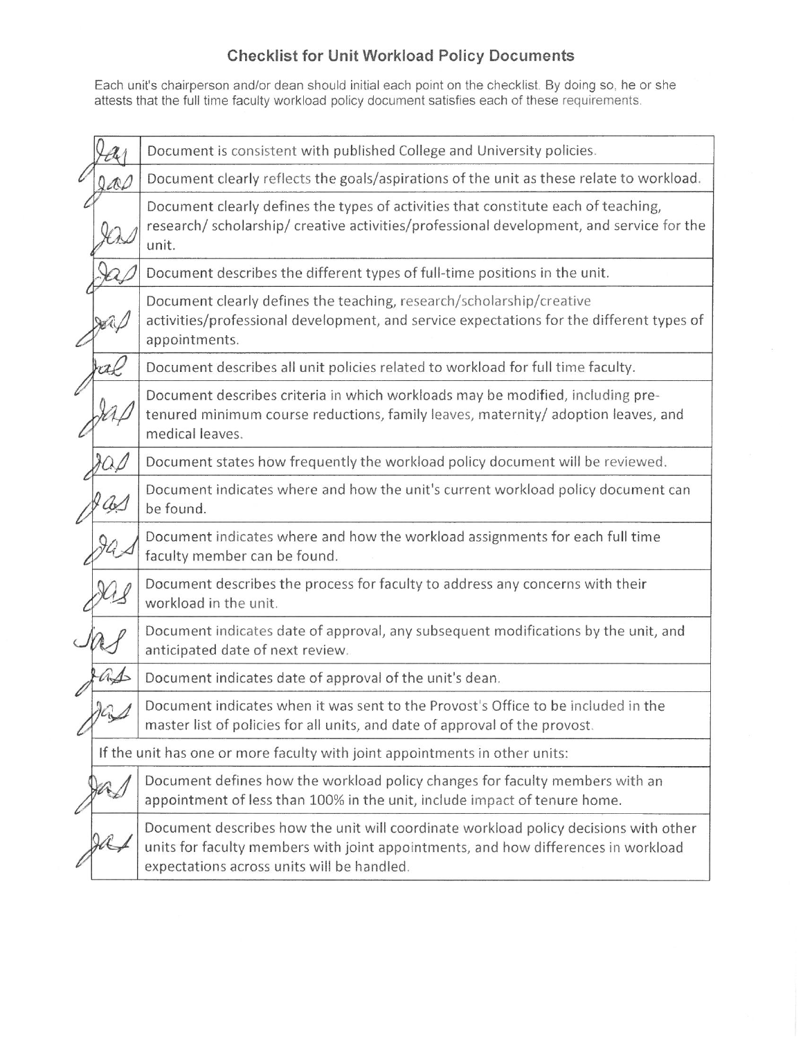### Checklist for Unit Workload Policy Documents

Each unit's chairperson and/or dean should initial each point on the checklist. By doing so, he or she attests that the full time faculty workload policy document satisfies each of these requirements.

| | |
|---|---|
| JAS | Document is consistent with published College and University policies. |
| JAS | Document clearly reflects the goals/aspirations of the unit as these relate to workload. |
| JAS | Document clearly defines the types of activities that constitute each of teaching, research/ scholarship/ creative activities/professional development, and service for the unit. |
| JAS | Document describes the different types of full-time positions in the unit. |
| JAS | Document clearly defines the teaching, research/scholarship/creative activities/professional development, and service expectations for the different types of appointments. |
| JAS | Document describes all unit policies related to workload for full time faculty. |
| JAS | Document describes criteria in which workloads may be modified, including pre-tenured minimum course reductions, family leaves, maternity/ adoption leaves, and medical leaves. |
| JAS | Document states how frequently the workload policy document will be reviewed. |
| JAS | Document indicates where and how the unit's current workload policy document can be found. |
| JAS | Document indicates where and how the workload assignments for each full time faculty member can be found. |
| JAS | Document describes the process for faculty to address any concerns with their workload in the unit. |
| JAS | Document indicates date of approval, any subsequent modifications by the unit, and anticipated date of next review. |
| JAS | Document indicates date of approval of the unit's dean. |
| JAS | Document indicates when it was sent to the Provost's Office to be included in the master list of policies for all units, and date of approval of the provost. |
| If the unit has one or more faculty with joint appointments in other units: | |
| JAS | Document defines how the workload policy changes for faculty members with an appointment of less than 100% in the unit, include impact of tenure home. |
| JAS | Document describes how the unit will coordinate workload policy decisions with other units for faculty members with joint appointments, and how differences in workload expectations across units will be handled. |